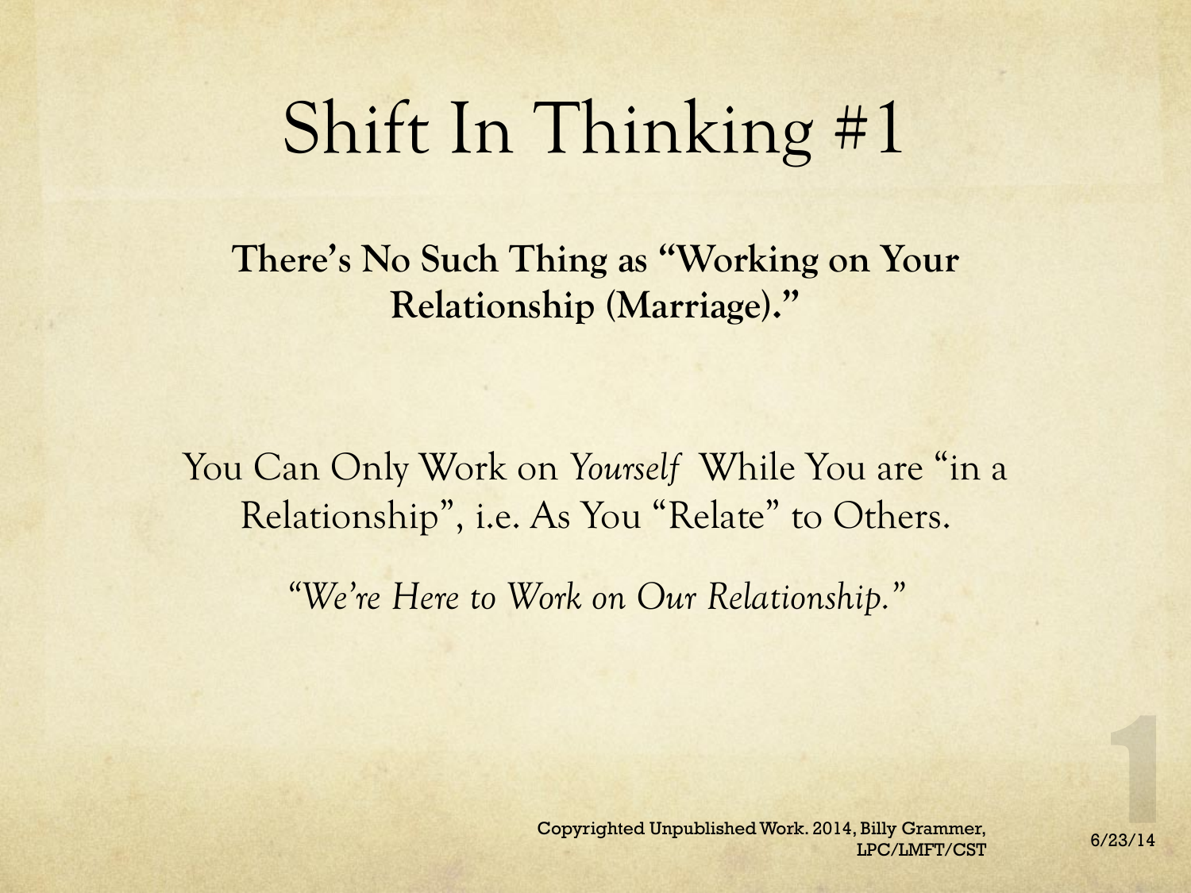# Shift In Thinking #1

**There's No Such Thing as "Working on Your Relationship (Marriage)."**

You Can Only Work on *Yourself* While You are "in a Relationship", i.e. As You "Relate" to Others.

*"We're Here to Work on Our Relationship."*

Copyrighted Unpublished Work. 2014, Billy Grammer, LPC/LMFT/CST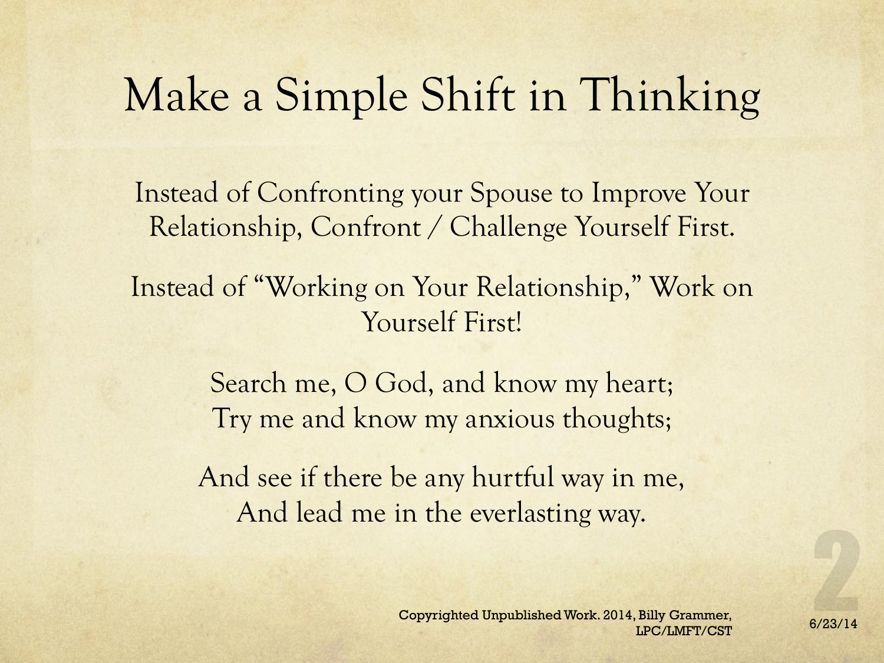# Make a Simple Shift in Thinking

Instead of Confronting your Spouse to Improve Your Relationship, Confront / Challenge Yourself First.

Instead of "Working on Your Relationship," Work on Yourself First!

Search me, O God, and know my heart;
Try me and know my anxious thoughts;

And see if there be any hurtful way in me,
And lead me in the everlasting way.

Copyrighted Unpublished Work. 2014, Billy Grammer, LPC/LMFT/CST

6/23/14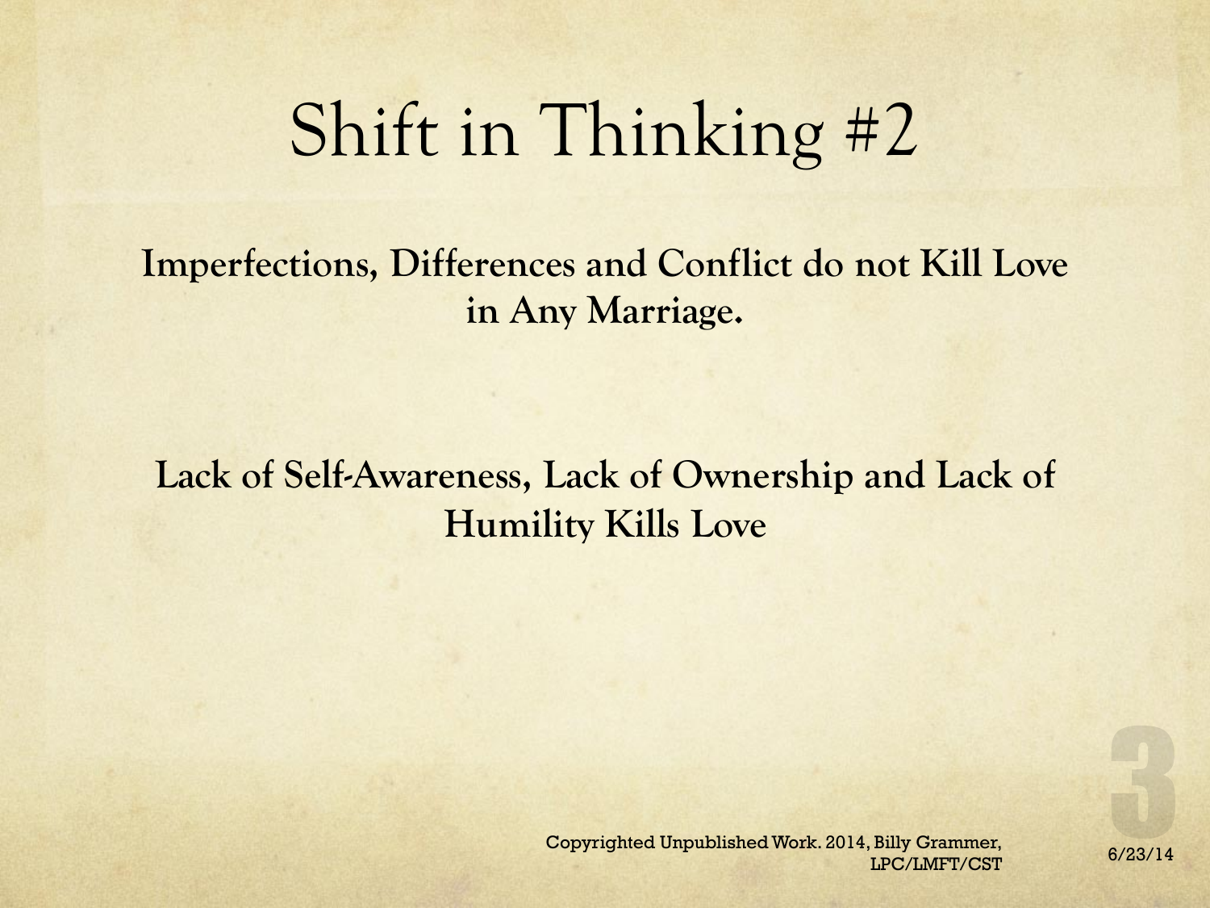# Shift in Thinking #2

**Imperfections, Differences and Conflict do not Kill Love in Any Marriage.**

**Lack of Self-Awareness, Lack of Ownership and Lack of Humility Kills Love**

Copyrighted Unpublished Work. 2014, Billy Grammer, LPC/LMFT/CST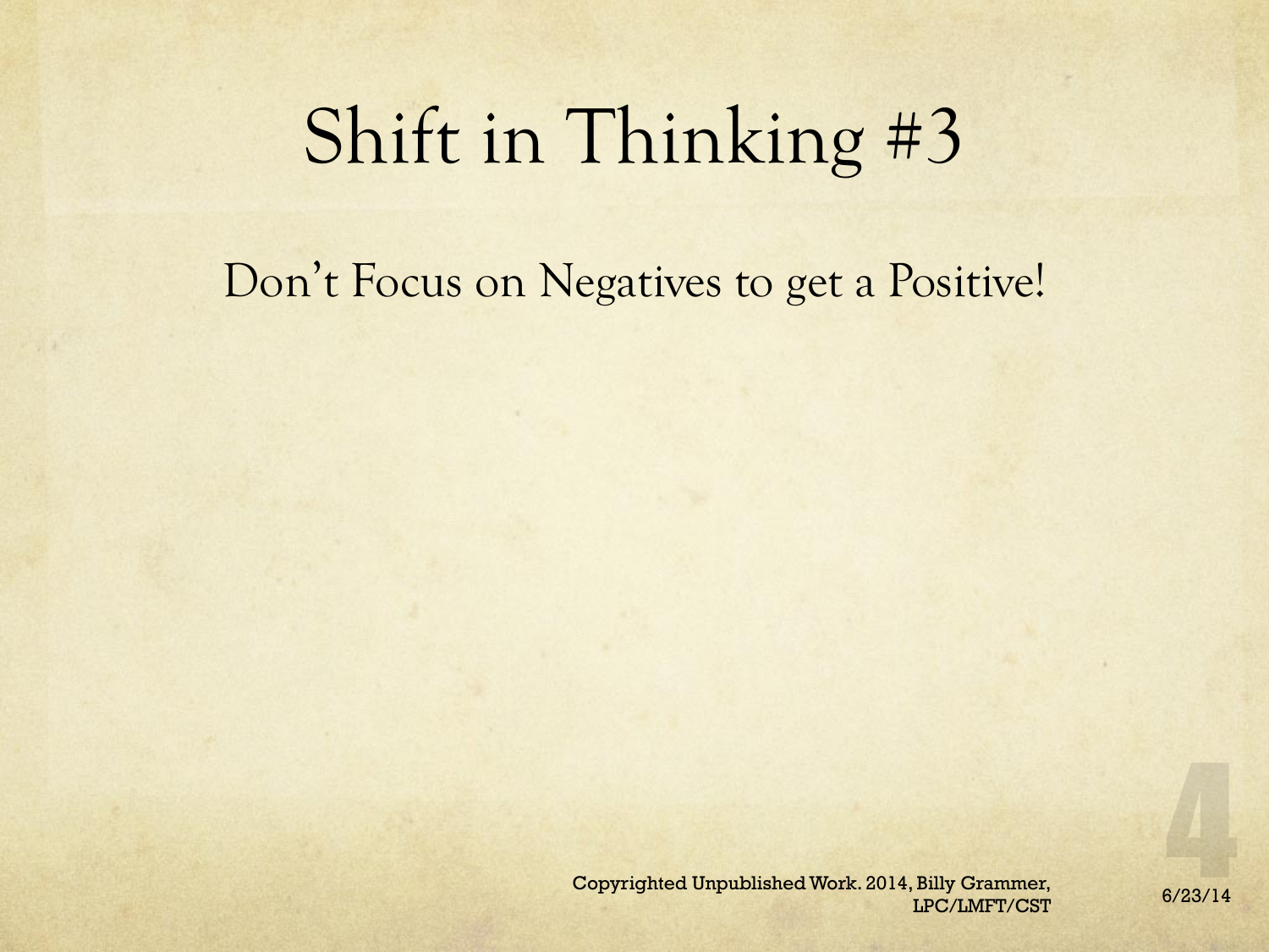# Shift in Thinking #3

Don't Focus on Negatives to get a Positive!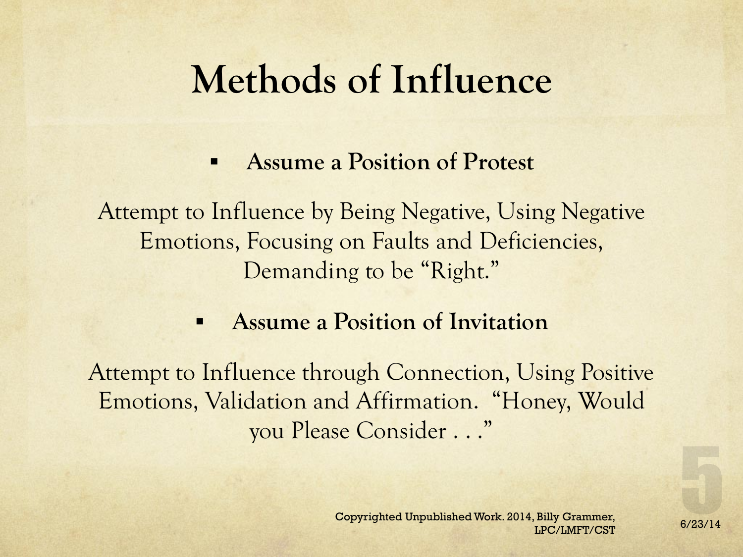# Methods of Influence

- **Assume a Position of Protest**

Attempt to Influence by Being Negative, Using Negative Emotions, Focusing on Faults and Deficiencies, Demanding to be "Right."

- **Assume a Position of Invitation**

Attempt to Influence through Connection, Using Positive Emotions, Validation and Affirmation. "Honey, Would you Please Consider . . ."

Copyrighted Unpublished Work. 2014, Billy Grammer, LPC/LMFT/CST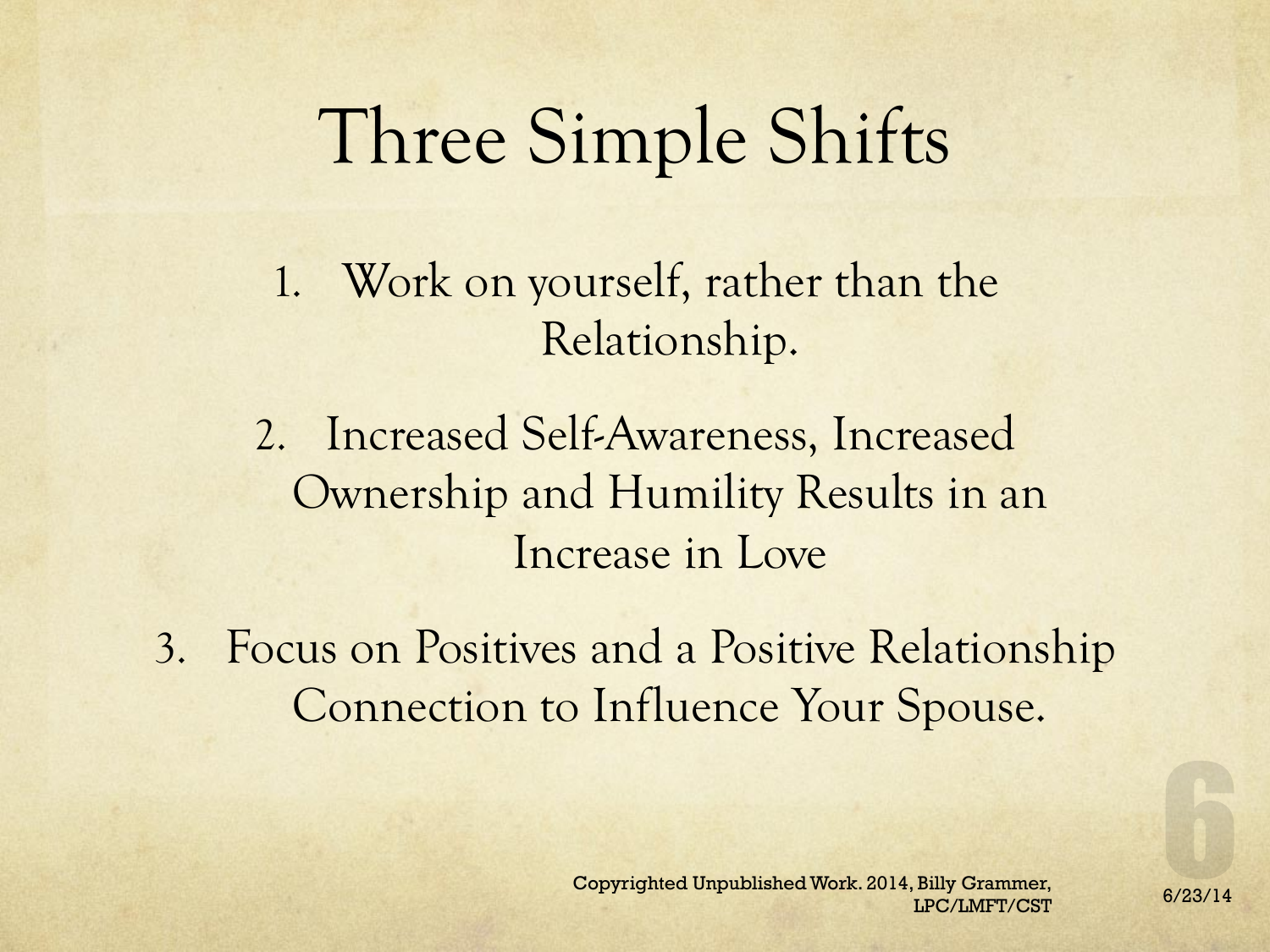# Three Simple Shifts

1. Work on yourself, rather than the Relationship.
2. Increased Self-Awareness, Increased Ownership and Humility Results in an Increase in Love
3. Focus on Positives and a Positive Relationship Connection to Influence Your Spouse.

Copyrighted Unpublished Work. 2014, Billy Grammer, LPC/LMFT/CST

6/23/14